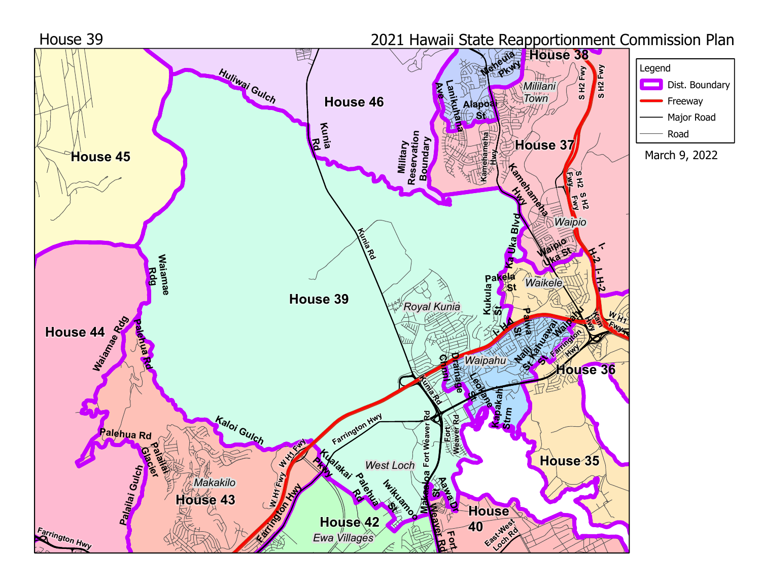House 39

2021 Hawaii State Reapportionment Commission Plan

Legend

- Dist. Boundary
- Freeway
- Major Road
- Road

March 9, 2022

House 39

House 35

House 36

House 37

House 38

House 40

House 42

House 43

House 44

House 45

House 46

Royal Kunia

Waipahu

Waipio

Waikele

Mililani Town

West Loch

Makakilo

Ewa Villages

Kunia Rd

Farrington Hwy

Kamehameha Hwy

Fort Weaver Rd

Kualakai Pkwy

Palehua Rd

Iwikuamoo St

Makaaloa St

Aawa Dr

East-West Loch Rd

Huliwai Gulch

Kaloi Gulch

Palailai Gulch

Palailai Glacier

Waiamae Rdg

Military Reservation Boundary

Lanikuhana Ave

Meheula Pkwy

Alapoai St

Ka Uka Blvd

Waipio Uka St

Pakela St

Kukula St

Paiwa St

Naiii St

Kahuawai St

Waipahu St

Leoiane St

Kapakahi Strm

Drainage Chnl

I-H1

W H1 Fwy

S H2 Fwy

I-H2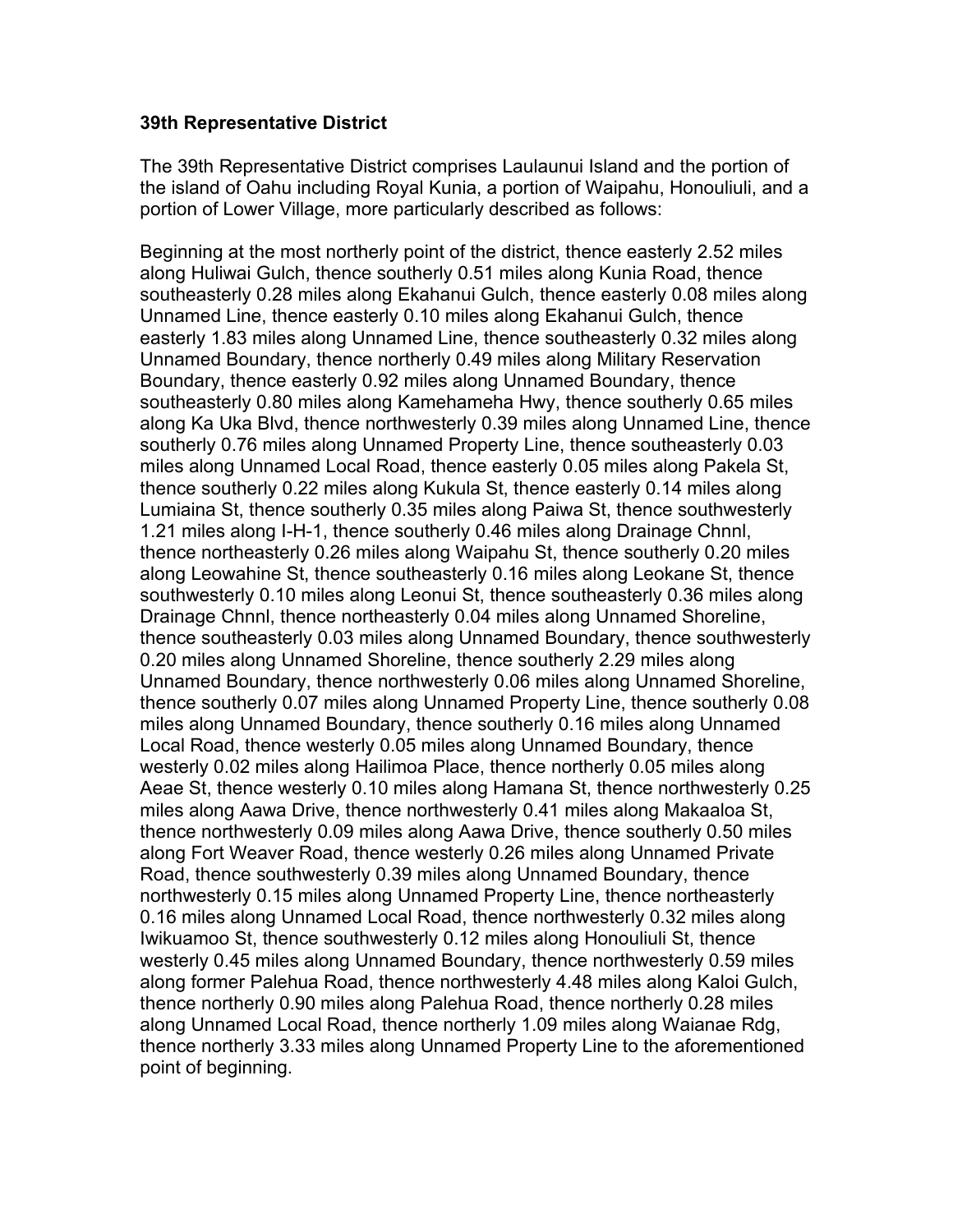**39th Representative District**

The 39th Representative District comprises Laulaunui Island and the portion of the island of Oahu including Royal Kunia, a portion of Waipahu, Honouliuli, and a portion of Lower Village, more particularly described as follows:

Beginning at the most northerly point of the district, thence easterly 2.52 miles along Huliwai Gulch, thence southerly 0.51 miles along Kunia Road, thence southeasterly 0.28 miles along Ekahanui Gulch, thence easterly 0.08 miles along Unnamed Line, thence easterly 0.10 miles along Ekahanui Gulch, thence easterly 1.83 miles along Unnamed Line, thence southeasterly 0.32 miles along Unnamed Boundary, thence northerly 0.49 miles along Military Reservation Boundary, thence easterly 0.92 miles along Unnamed Boundary, thence southeasterly 0.80 miles along Kamehameha Hwy, thence southerly 0.65 miles along Ka Uka Blvd, thence northwesterly 0.39 miles along Unnamed Line, thence southerly 0.76 miles along Unnamed Property Line, thence southeasterly 0.03 miles along Unnamed Local Road, thence easterly 0.05 miles along Pakela St, thence southerly 0.22 miles along Kukula St, thence easterly 0.14 miles along Lumiaina St, thence southerly 0.35 miles along Paiwa St, thence southwesterly 1.21 miles along I-H-1, thence southerly 0.46 miles along Drainage Chnnl, thence northeasterly 0.26 miles along Waipahu St, thence southerly 0.20 miles along Leowahine St, thence southeasterly 0.16 miles along Leokane St, thence southwesterly 0.10 miles along Leonui St, thence southeasterly 0.36 miles along Drainage Chnnl, thence northeasterly 0.04 miles along Unnamed Shoreline, thence southeasterly 0.03 miles along Unnamed Boundary, thence southwesterly 0.20 miles along Unnamed Shoreline, thence southerly 2.29 miles along Unnamed Boundary, thence northwesterly 0.06 miles along Unnamed Shoreline, thence southerly 0.07 miles along Unnamed Property Line, thence southerly 0.08 miles along Unnamed Boundary, thence southerly 0.16 miles along Unnamed Local Road, thence westerly 0.05 miles along Unnamed Boundary, thence westerly 0.02 miles along Hailimoa Place, thence northerly 0.05 miles along Aeae St, thence westerly 0.10 miles along Hamana St, thence northwesterly 0.25 miles along Aawa Drive, thence northwesterly 0.41 miles along Makaaloa St, thence northwesterly 0.09 miles along Aawa Drive, thence southerly 0.50 miles along Fort Weaver Road, thence westerly 0.26 miles along Unnamed Private Road, thence southwesterly 0.39 miles along Unnamed Boundary, thence northwesterly 0.15 miles along Unnamed Property Line, thence northeasterly 0.16 miles along Unnamed Local Road, thence northwesterly 0.32 miles along Iwikuamoo St, thence southwesterly 0.12 miles along Honouliuli St, thence westerly 0.45 miles along Unnamed Boundary, thence northwesterly 0.59 miles along former Palehua Road, thence northwesterly 4.48 miles along Kaloi Gulch, thence northerly 0.90 miles along Palehua Road, thence northerly 0.28 miles along Unnamed Local Road, thence northerly 1.09 miles along Waianae Rdg, thence northerly 3.33 miles along Unnamed Property Line to the aforementioned point of beginning.